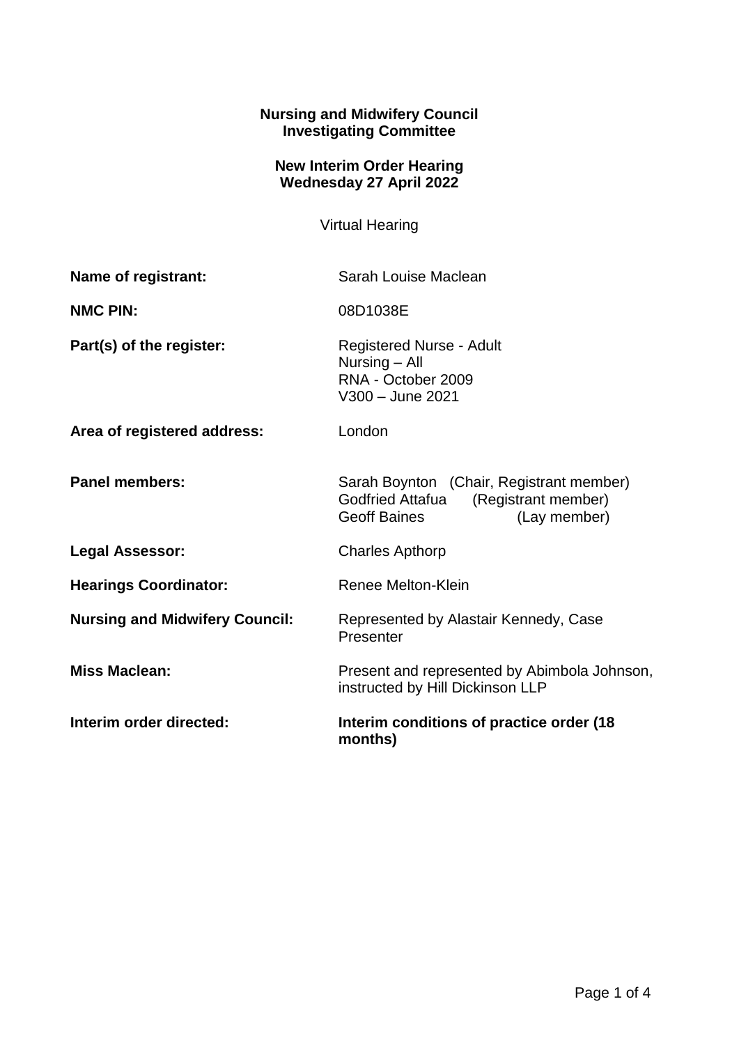**Nursing and Midwifery Council**
**Investigating Committee**

**New Interim Order Hearing**
**Wednesday 27 April 2022**

Virtual Hearing

| | |
|---|---|
| **Name of registrant:** | Sarah Louise Maclean |
| **NMC PIN:** | 08D1038E |
| **Part(s) of the register:** | Registered Nurse - Adult<br>Nursing – All<br>RNA - October 2009<br>V300 – June 2021 |
| **Area of registered address:** | London |
| **Panel members:** | Sarah Boynton (Chair, Registrant member)<br>Godfried Attafua (Registrant member)<br>Geoff Baines (Lay member) |
| **Legal Assessor:** | Charles Apthorp |
| **Hearings Coordinator:** | Renee Melton-Klein |
| **Nursing and Midwifery Council:** | Represented by Alastair Kennedy, Case Presenter |
| **Miss Maclean:** | Present and represented by Abimbola Johnson, instructed by Hill Dickinson LLP |
| **Interim order directed:** | **Interim conditions of practice order (18 months)** |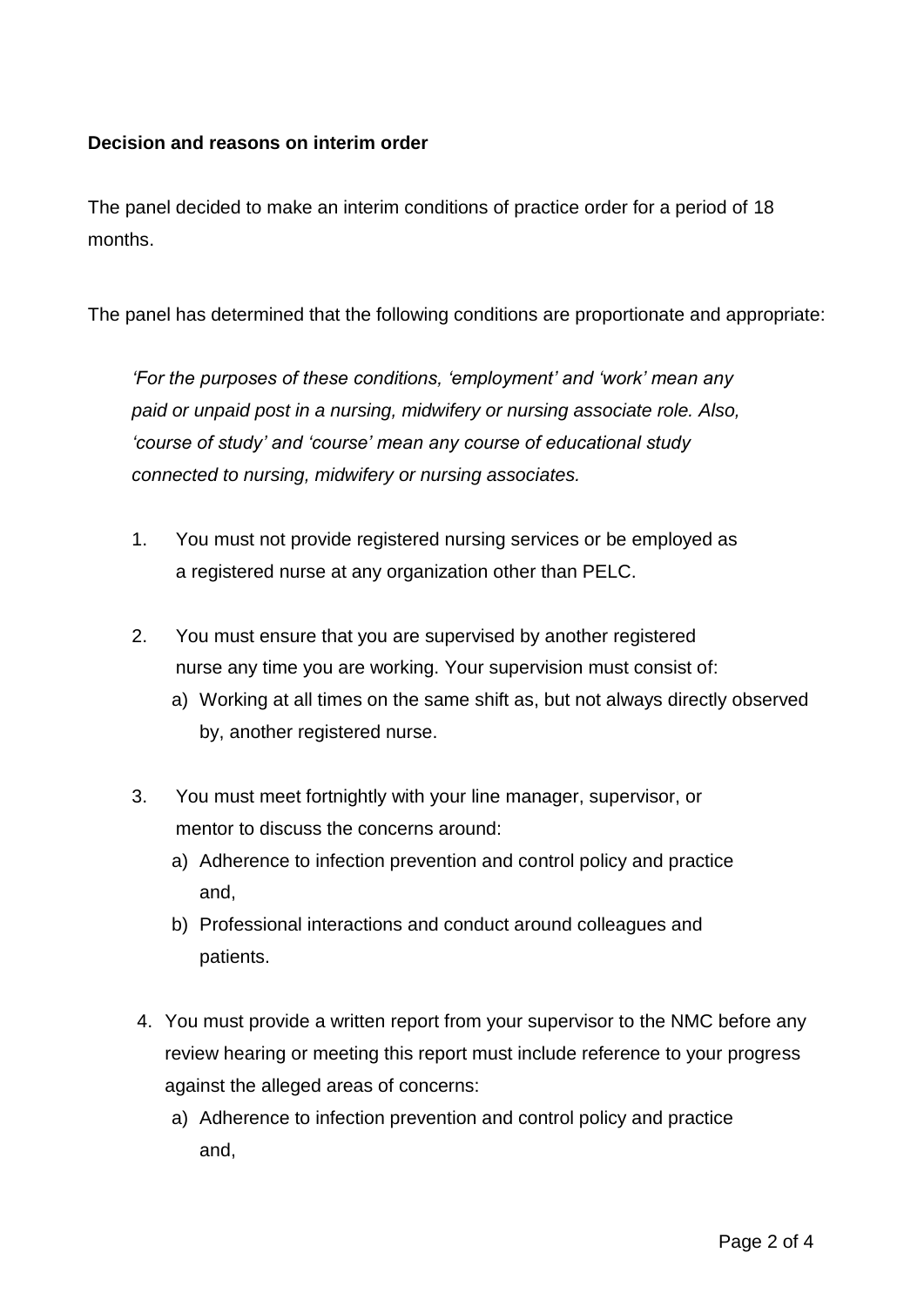**Decision and reasons on interim order**

The panel decided to make an interim conditions of practice order for a period of 18 months.

The panel has determined that the following conditions are proportionate and appropriate:

> *'For the purposes of these conditions, 'employment' and 'work' mean any paid or unpaid post in a nursing, midwifery or nursing associate role. Also, 'course of study' and 'course' mean any course of educational study connected to nursing, midwifery or nursing associates.*

1. You must not provide registered nursing services or be employed as a registered nurse at any organization other than PELC.

2. You must ensure that you are supervised by another registered nurse any time you are working. Your supervision must consist of:
    a) Working at all times on the same shift as, but not always directly observed by, another registered nurse.

3. You must meet fortnightly with your line manager, supervisor, or mentor to discuss the concerns around:
    a) Adherence to infection prevention and control policy and practice and,
    b) Professional interactions and conduct around colleagues and patients.

4. You must provide a written report from your supervisor to the NMC before any review hearing or meeting this report must include reference to your progress against the alleged areas of concerns:
    a) Adherence to infection prevention and control policy and practice and,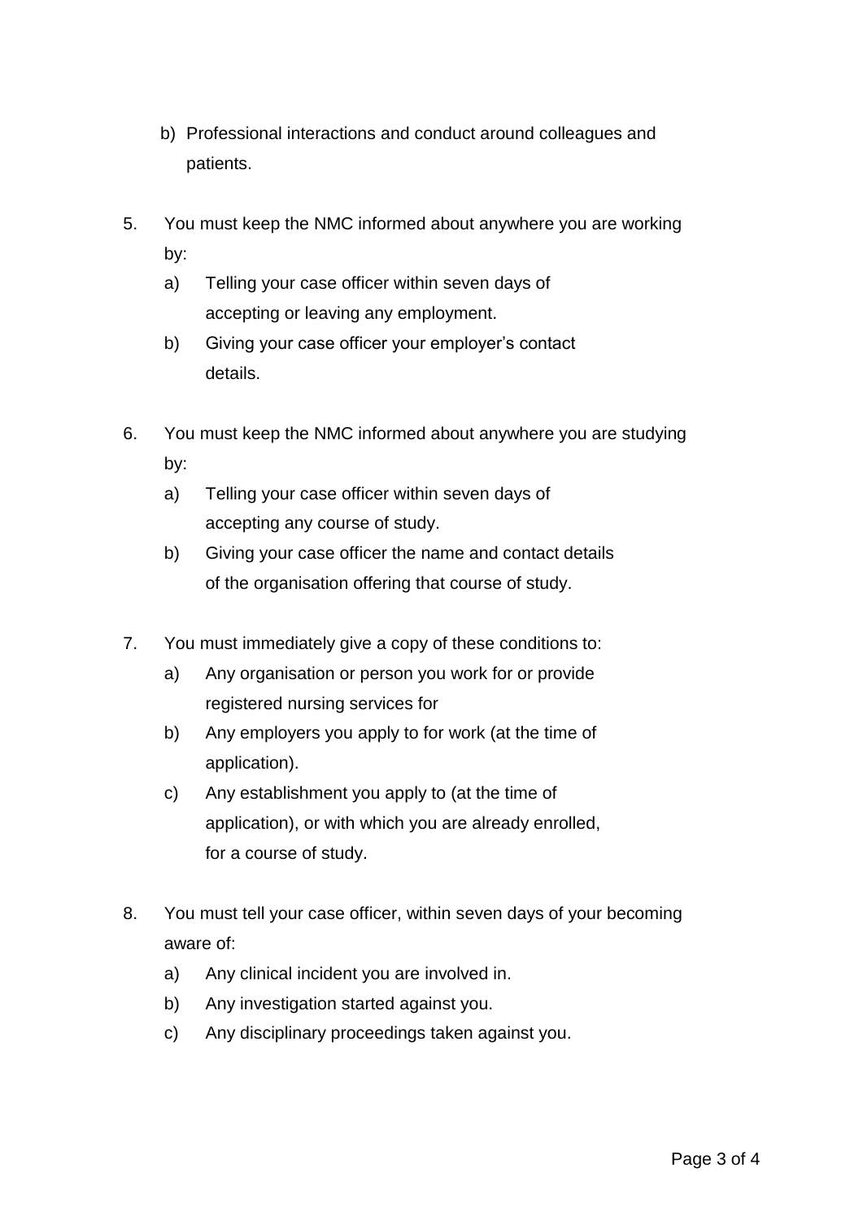b) Professional interactions and conduct around colleagues and patients.

5. You must keep the NMC informed about anywhere you are working by:
   a) Telling your case officer within seven days of accepting or leaving any employment.
   b) Giving your case officer your employer's contact details.

6. You must keep the NMC informed about anywhere you are studying by:
   a) Telling your case officer within seven days of accepting any course of study.
   b) Giving your case officer the name and contact details of the organisation offering that course of study.

7. You must immediately give a copy of these conditions to:
   a) Any organisation or person you work for or provide registered nursing services for
   b) Any employers you apply to for work (at the time of application).
   c) Any establishment you apply to (at the time of application), or with which you are already enrolled, for a course of study.

8. You must tell your case officer, within seven days of your becoming aware of:
   a) Any clinical incident you are involved in.
   b) Any investigation started against you.
   c) Any disciplinary proceedings taken against you.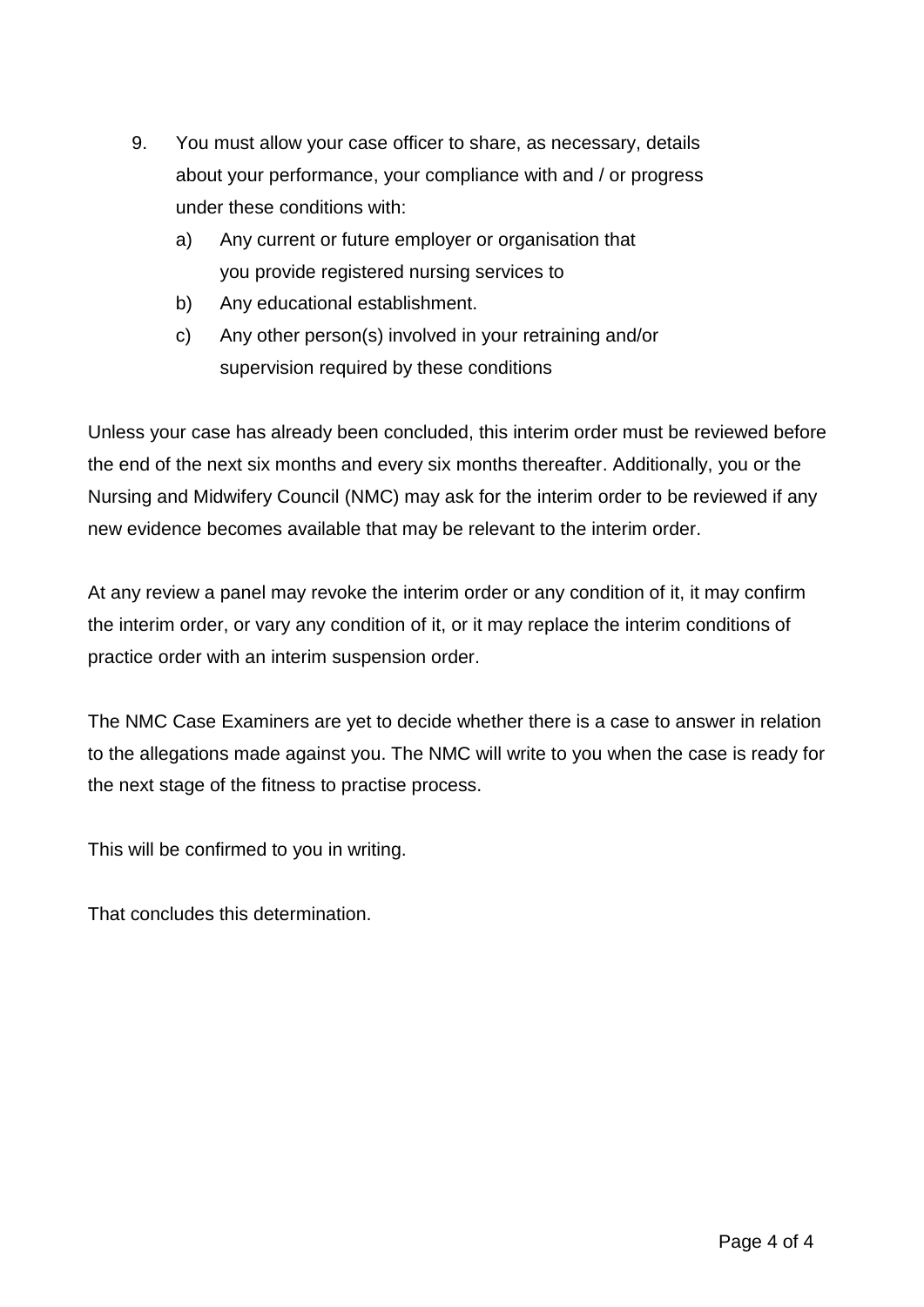9. You must allow your case officer to share, as necessary, details about your performance, your compliance with and / or progress under these conditions with:
   a) Any current or future employer or organisation that you provide registered nursing services to
   b) Any educational establishment.
   c) Any other person(s) involved in your retraining and/or supervision required by these conditions

Unless your case has already been concluded, this interim order must be reviewed before the end of the next six months and every six months thereafter. Additionally, you or the Nursing and Midwifery Council (NMC) may ask for the interim order to be reviewed if any new evidence becomes available that may be relevant to the interim order.

At any review a panel may revoke the interim order or any condition of it, it may confirm the interim order, or vary any condition of it, or it may replace the interim conditions of practice order with an interim suspension order.

The NMC Case Examiners are yet to decide whether there is a case to answer in relation to the allegations made against you. The NMC will write to you when the case is ready for the next stage of the fitness to practise process.

This will be confirmed to you in writing.

That concludes this determination.